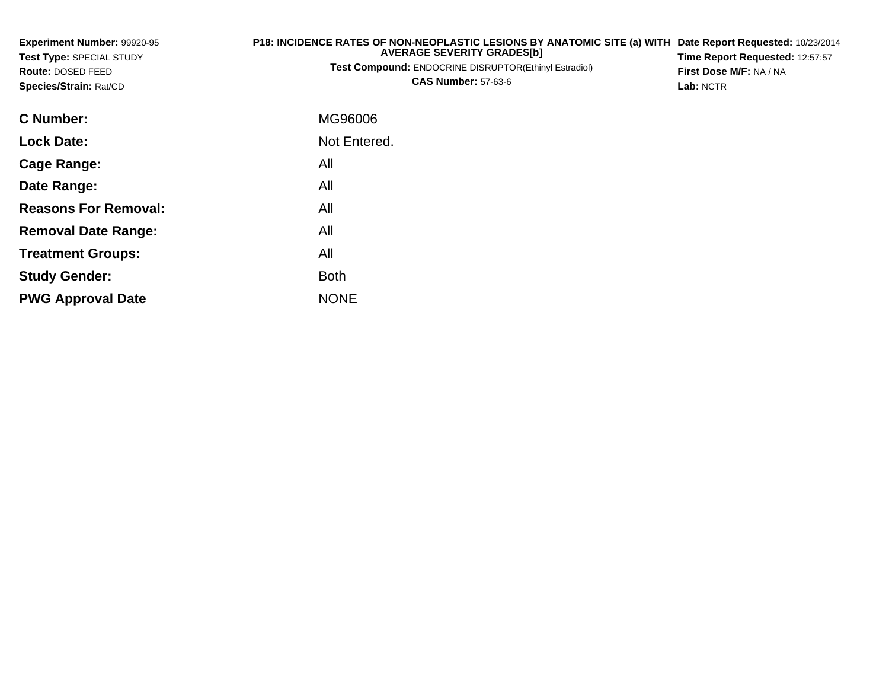**Experiment Number:** 99920-95
**Test Type:** SPECIAL STUDY
**Route:** DOSED FEED
**Species/Strain:** Rat/CD

**P18: INCIDENCE RATES OF NON-NEOPLASTIC LESIONS BY ANATOMIC SITE (a) WITH AVERAGE SEVERITY GRADES[b]**
**Test Compound:** ENDOCRINE DISRUPTOR(Ethinyl Estradiol)
**CAS Number:** 57-63-6

**Date Report Requested:** 10/23/2014
**Time Report Requested:** 12:57:57
**First Dose M/F:** NA / NA
**Lab:** NCTR

| | |
|---|---|
| **C Number:** | MG96006 |
| **Lock Date:** | Not Entered. |
| **Cage Range:** | All |
| **Date Range:** | All |
| **Reasons For Removal:** | All |
| **Removal Date Range:** | All |
| **Treatment Groups:** | All |
| **Study Gender:** | Both |
| **PWG Approval Date** | NONE |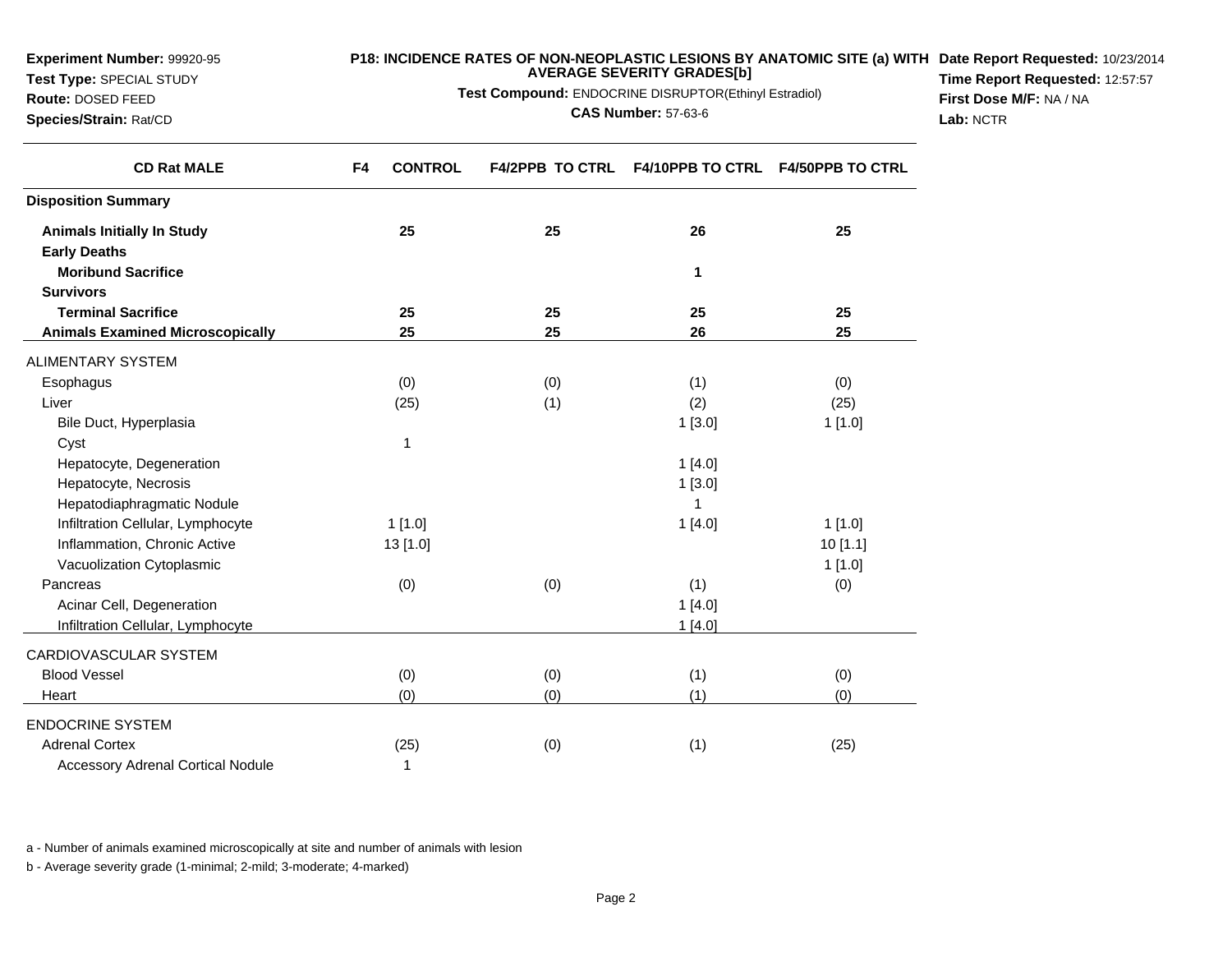**Experiment Number:** 99920-95
**Test Type:** SPECIAL STUDY
**Route:** DOSED FEED
**Species/Strain:** Rat/CD

**P18: INCIDENCE RATES OF NON-NEOPLASTIC LESIONS BY ANATOMIC SITE (a) WITH AVERAGE SEVERITY GRADES[b]**
**Test Compound:** ENDOCRINE DISRUPTOR(Ethinyl Estradiol)
**CAS Number:** 57-63-6

**Date Report Requested:** 10/23/2014
**Time Report Requested:** 12:57:57
**First Dose M/F:** NA / NA
**Lab:** NCTR

| CD Rat MALE | F4 CONTROL | F4/2PPB TO CTRL | F4/10PPB TO CTRL | F4/50PPB TO CTRL |
|---|---|---|---|---|
| **Disposition Summary** | | | | |
| **Animals Initially In Study** | **25** | **25** | **26** | **25** |
| **Early Deaths** | | | | |
| **Moribund Sacrifice** | | | **1** | |
| **Survivors** | | | | |
| **Terminal Sacrifice** | **25** | **25** | **25** | **25** |
| **Animals Examined Microscopically** | **25** | **25** | **26** | **25** |
| ALIMENTARY SYSTEM | | | | |
| Esophagus | (0) | (0) | (1) | (0) |
| Liver | (25) | (1) | (2) | (25) |
| Bile Duct, Hyperplasia | | | 1 [3.0] | 1 [1.0] |
| Cyst | 1 | | | |
| Hepatocyte, Degeneration | | | 1 [4.0] | |
| Hepatocyte, Necrosis | | | 1 [3.0] | |
| Hepatodiaphragmatic Nodule | | | 1 | |
| Infiltration Cellular, Lymphocyte | 1 [1.0] | | 1 [4.0] | 1 [1.0] |
| Inflammation, Chronic Active | 13 [1.0] | | | 10 [1.1] |
| Vacuolization Cytoplasmic | | | | 1 [1.0] |
| Pancreas | (0) | (0) | (1) | (0) |
| Acinar Cell, Degeneration | | | 1 [4.0] | |
| Infiltration Cellular, Lymphocyte | | | 1 [4.0] | |
| CARDIOVASCULAR SYSTEM | | | | |
| Blood Vessel | (0) | (0) | (1) | (0) |
| Heart | (0) | (0) | (1) | (0) |
| ENDOCRINE SYSTEM | | | | |
| Adrenal Cortex | (25) | (0) | (1) | (25) |
| Accessory Adrenal Cortical Nodule | 1 | | | |

a - Number of animals examined microscopically at site and number of animals with lesion

b - Average severity grade (1-minimal; 2-mild; 3-moderate; 4-marked)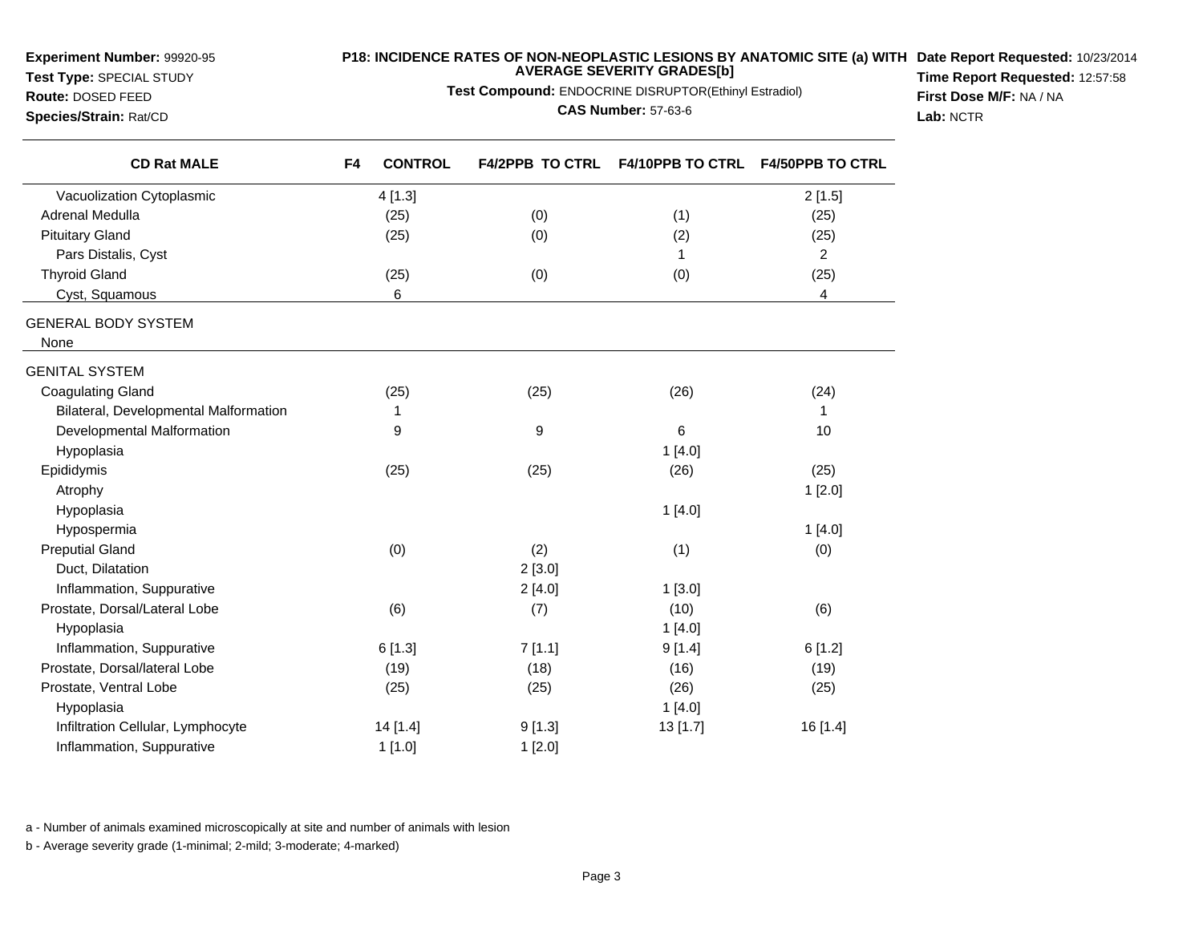**Experiment Number:** 99920-95
**Test Type:** SPECIAL STUDY
**Route:** DOSED FEED
**Species/Strain:** Rat/CD

**P18: INCIDENCE RATES OF NON-NEOPLASTIC LESIONS BY ANATOMIC SITE (a) WITH AVERAGE SEVERITY GRADES[b]**
**Test Compound:** ENDOCRINE DISRUPTOR(Ethinyl Estradiol)
**CAS Number:** 57-63-6

**Date Report Requested:** 10/23/2014
**Time Report Requested:** 12:57:58
**First Dose M/F:** NA / NA
**Lab:** NCTR

| CD Rat MALE | F4 CONTROL | F4/2PPB TO CTRL | F4/10PPB TO CTRL | F4/50PPB TO CTRL |
|---|---|---|---|---|
| Vacuolization Cytoplasmic | 4 [1.3] | | | 2 [1.5] |
| Adrenal Medulla | (25) | (0) | (1) | (25) |
| Pituitary Gland | (25) | (0) | (2) | (25) |
| Pars Distalis, Cyst | | | 1 | 2 |
| Thyroid Gland | (25) | (0) | (0) | (25) |
| Cyst, Squamous | 6 | | | 4 |
| GENERAL BODY SYSTEM | | | | |
| None | | | | |
| GENITAL SYSTEM | | | | |
| Coagulating Gland | (25) | (25) | (26) | (24) |
| Bilateral, Developmental Malformation | 1 | | | 1 |
| Developmental Malformation | 9 | 9 | 6 | 10 |
| Hypoplasia | | | 1 [4.0] | |
| Epididymis | (25) | (25) | (26) | (25) |
| Atrophy | | | | 1 [2.0] |
| Hypoplasia | | | 1 [4.0] | |
| Hypospermia | | | | 1 [4.0] |
| Preputial Gland | (0) | (2) | (1) | (0) |
| Duct, Dilatation | | 2 [3.0] | | |
| Inflammation, Suppurative | | 2 [4.0] | 1 [3.0] | |
| Prostate, Dorsal/Lateral Lobe | (6) | (7) | (10) | (6) |
| Hypoplasia | | | 1 [4.0] | |
| Inflammation, Suppurative | 6 [1.3] | 7 [1.1] | 9 [1.4] | 6 [1.2] |
| Prostate, Dorsal/lateral Lobe | (19) | (18) | (16) | (19) |
| Prostate, Ventral Lobe | (25) | (25) | (26) | (25) |
| Hypoplasia | | | 1 [4.0] | |
| Infiltration Cellular, Lymphocyte | 14 [1.4] | 9 [1.3] | 13 [1.7] | 16 [1.4] |
| Inflammation, Suppurative | 1 [1.0] | 1 [2.0] | | |

a - Number of animals examined microscopically at site and number of animals with lesion

b - Average severity grade (1-minimal; 2-mild; 3-moderate; 4-marked)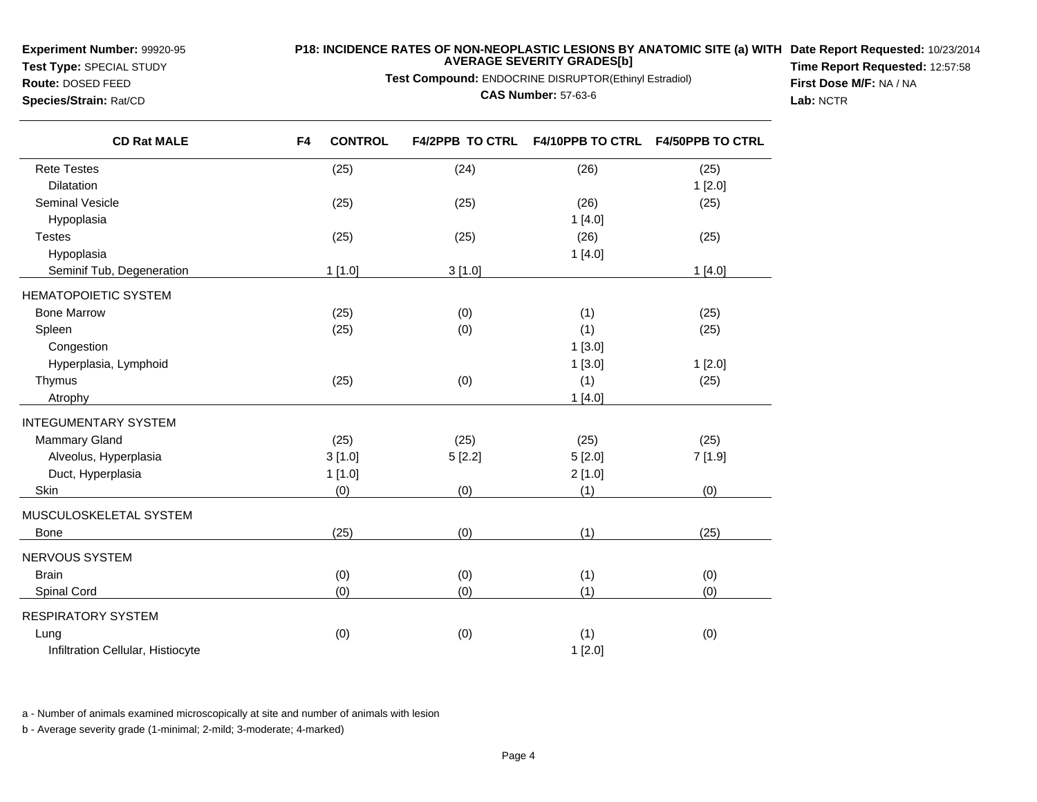**Experiment Number:** 99920-95
**Test Type:** SPECIAL STUDY
**Route:** DOSED FEED
**Species/Strain:** Rat/CD

**P18: INCIDENCE RATES OF NON-NEOPLASTIC LESIONS BY ANATOMIC SITE (a) WITH AVERAGE SEVERITY GRADES[b]**
**Test Compound:** ENDOCRINE DISRUPTOR(Ethinyl Estradiol)
**CAS Number:** 57-63-6

**Date Report Requested:** 10/23/2014
**Time Report Requested:** 12:57:58
**First Dose M/F:** NA / NA
**Lab:** NCTR

| CD Rat MALE | F4 CONTROL | F4/2PPB TO CTRL | F4/10PPB TO CTRL | F4/50PPB TO CTRL |
|---|---|---|---|---|
| Rete Testes | (25) | (24) | (26) | (25) |
| Dilatation | | | | 1 [2.0] |
| Seminal Vesicle | (25) | (25) | (26) | (25) |
| Hypoplasia | | | 1 [4.0] | |
| Testes | (25) | (25) | (26) | (25) |
| Hypoplasia | | | 1 [4.0] | |
| Seminif Tub, Degeneration | 1 [1.0] | 3 [1.0] | | 1 [4.0] |
| HEMATOPOIETIC SYSTEM | | | | |
| Bone Marrow | (25) | (0) | (1) | (25) |
| Spleen | (25) | (0) | (1) | (25) |
| Congestion | | | 1 [3.0] | |
| Hyperplasia, Lymphoid | | | 1 [3.0] | 1 [2.0] |
| Thymus | (25) | (0) | (1) | (25) |
| Atrophy | | | 1 [4.0] | |
| INTEGUMENTARY SYSTEM | | | | |
| Mammary Gland | (25) | (25) | (25) | (25) |
| Alveolus, Hyperplasia | 3 [1.0] | 5 [2.2] | 5 [2.0] | 7 [1.9] |
| Duct, Hyperplasia | 1 [1.0] | | 2 [1.0] | |
| Skin | (0) | (0) | (1) | (0) |
| MUSCULOSKELETAL SYSTEM | | | | |
| Bone | (25) | (0) | (1) | (25) |
| NERVOUS SYSTEM | | | | |
| Brain | (0) | (0) | (1) | (0) |
| Spinal Cord | (0) | (0) | (1) | (0) |
| RESPIRATORY SYSTEM | | | | |
| Lung | (0) | (0) | (1) | (0) |
| Infiltration Cellular, Histiocyte | | | 1 [2.0] | |

a - Number of animals examined microscopically at site and number of animals with lesion

b - Average severity grade (1-minimal; 2-mild; 3-moderate; 4-marked)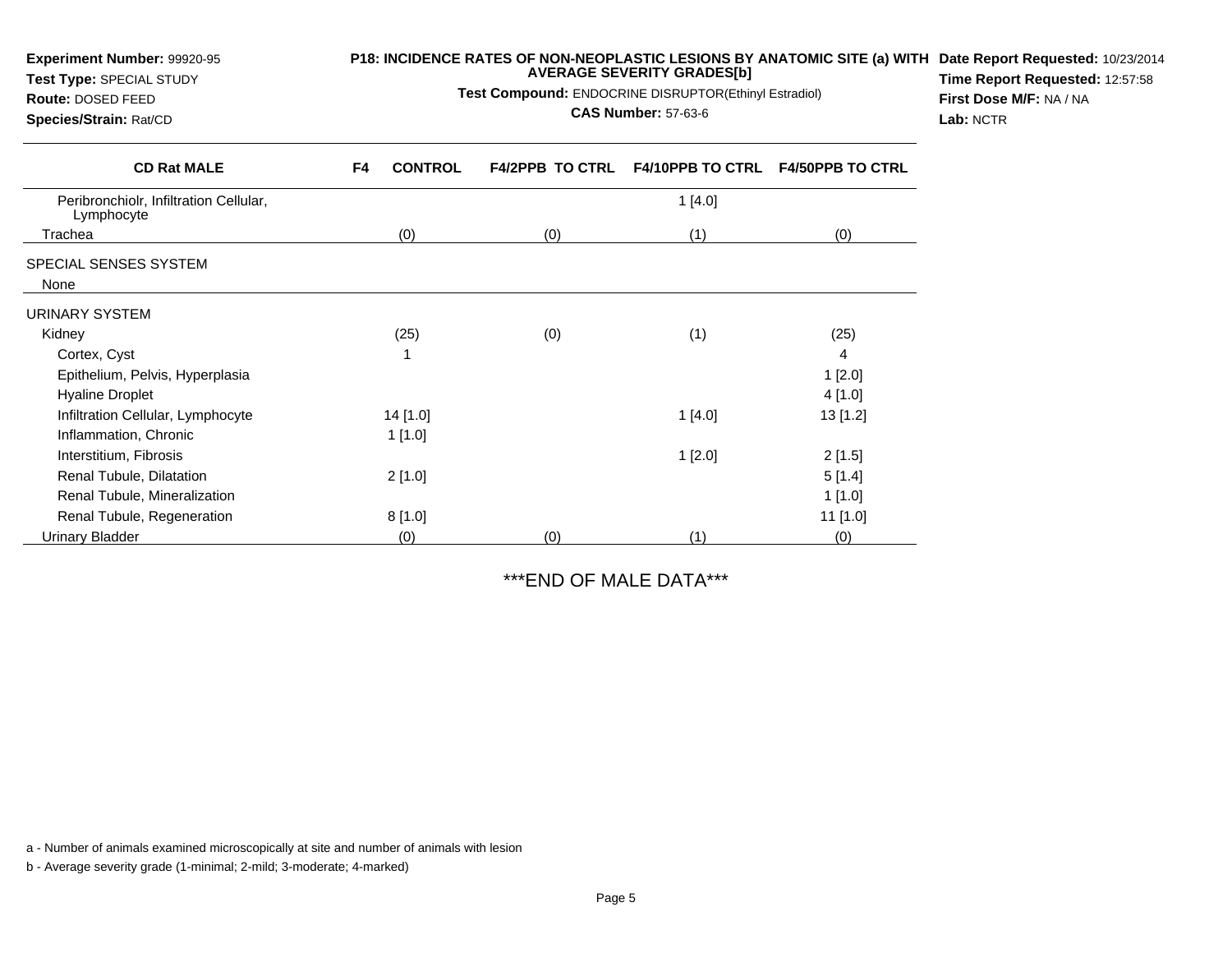**Experiment Number:** 99920-95
**Test Type:** SPECIAL STUDY
**Route:** DOSED FEED
**Species/Strain:** Rat/CD

**P18: INCIDENCE RATES OF NON-NEOPLASTIC LESIONS BY ANATOMIC SITE (a) WITH AVERAGE SEVERITY GRADES[b]**
**Test Compound:** ENDOCRINE DISRUPTOR(Ethinyl Estradiol)
**CAS Number:** 57-63-6

**Date Report Requested:** 10/23/2014
**Time Report Requested:** 12:57:58
**First Dose M/F:** NA / NA
**Lab:** NCTR

| CD Rat MALE | F4 CONTROL | F4/2PPB TO CTRL | F4/10PPB TO CTRL | F4/50PPB TO CTRL |
|---|---|---|---|---|
| Peribronchiolr, Infiltration Cellular, Lymphocyte | | | 1 [4.0] | |
| Trachea | (0) | (0) | (1) | (0) |
| SPECIAL SENSES SYSTEM | | | | |
| None | | | | |
| URINARY SYSTEM | | | | |
| Kidney | (25) | (0) | (1) | (25) |
| Cortex, Cyst | 1 | | | 4 |
| Epithelium, Pelvis, Hyperplasia | | | | 1 [2.0] |
| Hyaline Droplet | | | | 4 [1.0] |
| Infiltration Cellular, Lymphocyte | 14 [1.0] | | 1 [4.0] | 13 [1.2] |
| Inflammation, Chronic | 1 [1.0] | | | |
| Interstitium, Fibrosis | | | 1 [2.0] | 2 [1.5] |
| Renal Tubule, Dilatation | 2 [1.0] | | | 5 [1.4] |
| Renal Tubule, Mineralization | | | | 1 [1.0] |
| Renal Tubule, Regeneration | 8 [1.0] | | | 11 [1.0] |
| Urinary Bladder | (0) | (0) | (1) | (0) |

***END OF MALE DATA***

a - Number of animals examined microscopically at site and number of animals with lesion

b - Average severity grade (1-minimal; 2-mild; 3-moderate; 4-marked)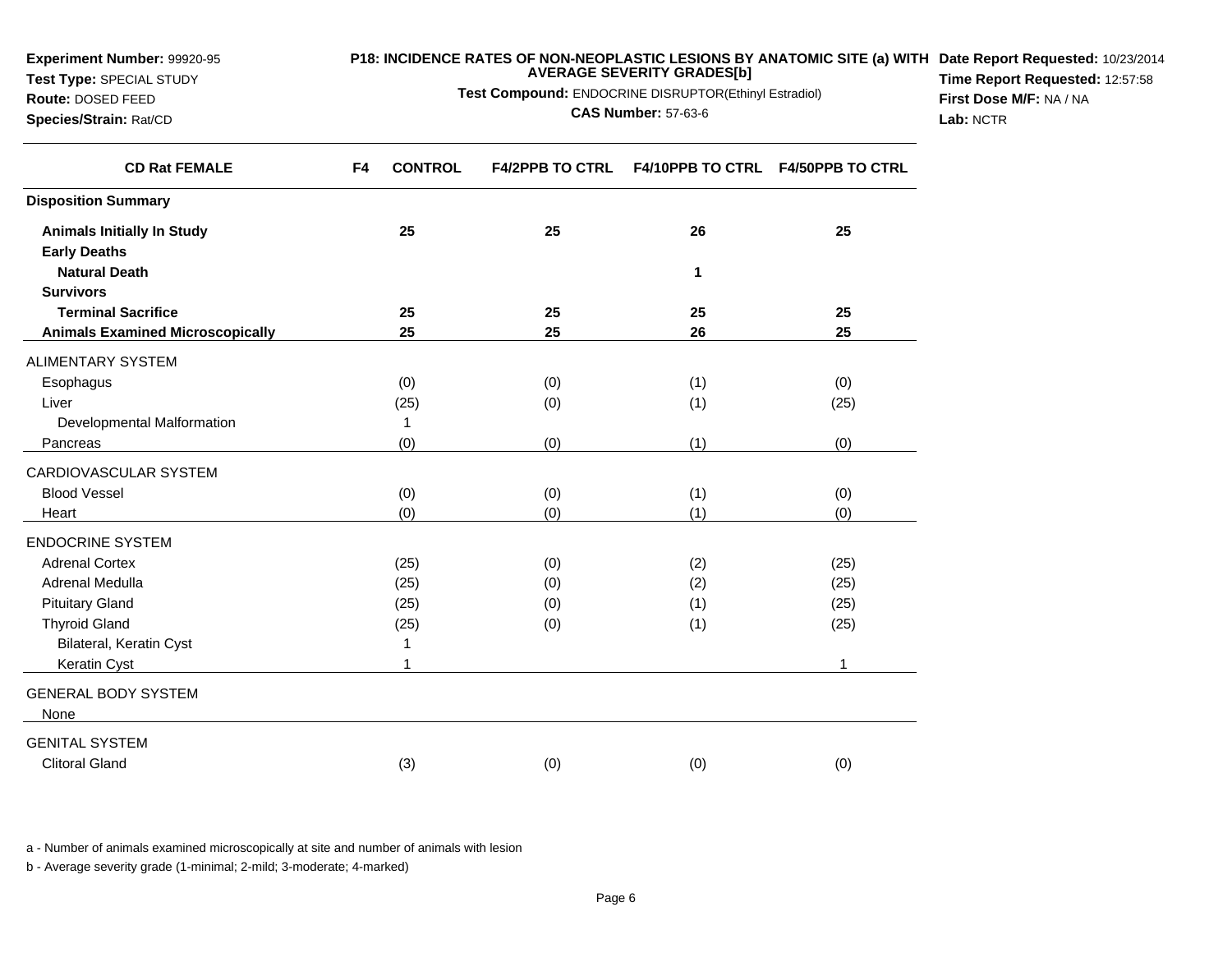**Experiment Number:** 99920-95
**Test Type:** SPECIAL STUDY
**Route:** DOSED FEED
**Species/Strain:** Rat/CD

**P18: INCIDENCE RATES OF NON-NEOPLASTIC LESIONS BY ANATOMIC SITE (a) WITH AVERAGE SEVERITY GRADES[b]**
**Test Compound:** ENDOCRINE DISRUPTOR(Ethinyl Estradiol)
**CAS Number:** 57-63-6

**Date Report Requested:** 10/23/2014
**Time Report Requested:** 12:57:58
**First Dose M/F:** NA / NA
**Lab:** NCTR

| CD Rat FEMALE | F4 CONTROL | F4/2PPB TO CTRL | F4/10PPB TO CTRL | F4/50PPB TO CTRL |
|---|---|---|---|---|
| **Disposition Summary** | | | | |
| **Animals Initially In Study** | **25** | **25** | **26** | **25** |
| **Early Deaths** | | | | |
| **Natural Death** | | | **1** | |
| **Survivors** | | | | |
| **Terminal Sacrifice** | **25** | **25** | **25** | **25** |
| **Animals Examined Microscopically** | **25** | **25** | **26** | **25** |
| ALIMENTARY SYSTEM | | | | |
| Esophagus | (0) | (0) | (1) | (0) |
| Liver | (25) | (0) | (1) | (25) |
| Developmental Malformation | 1 | | | |
| Pancreas | (0) | (0) | (1) | (0) |
| CARDIOVASCULAR SYSTEM | | | | |
| Blood Vessel | (0) | (0) | (1) | (0) |
| Heart | (0) | (0) | (1) | (0) |
| ENDOCRINE SYSTEM | | | | |
| Adrenal Cortex | (25) | (0) | (2) | (25) |
| Adrenal Medulla | (25) | (0) | (2) | (25) |
| Pituitary Gland | (25) | (0) | (1) | (25) |
| Thyroid Gland | (25) | (0) | (1) | (25) |
| Bilateral, Keratin Cyst | 1 | | | |
| Keratin Cyst | 1 | | | 1 |
| GENERAL BODY SYSTEM | | | | |
| None | | | | |
| GENITAL SYSTEM | | | | |
| Clitoral Gland | (3) | (0) | (0) | (0) |

a - Number of animals examined microscopically at site and number of animals with lesion

b - Average severity grade (1-minimal; 2-mild; 3-moderate; 4-marked)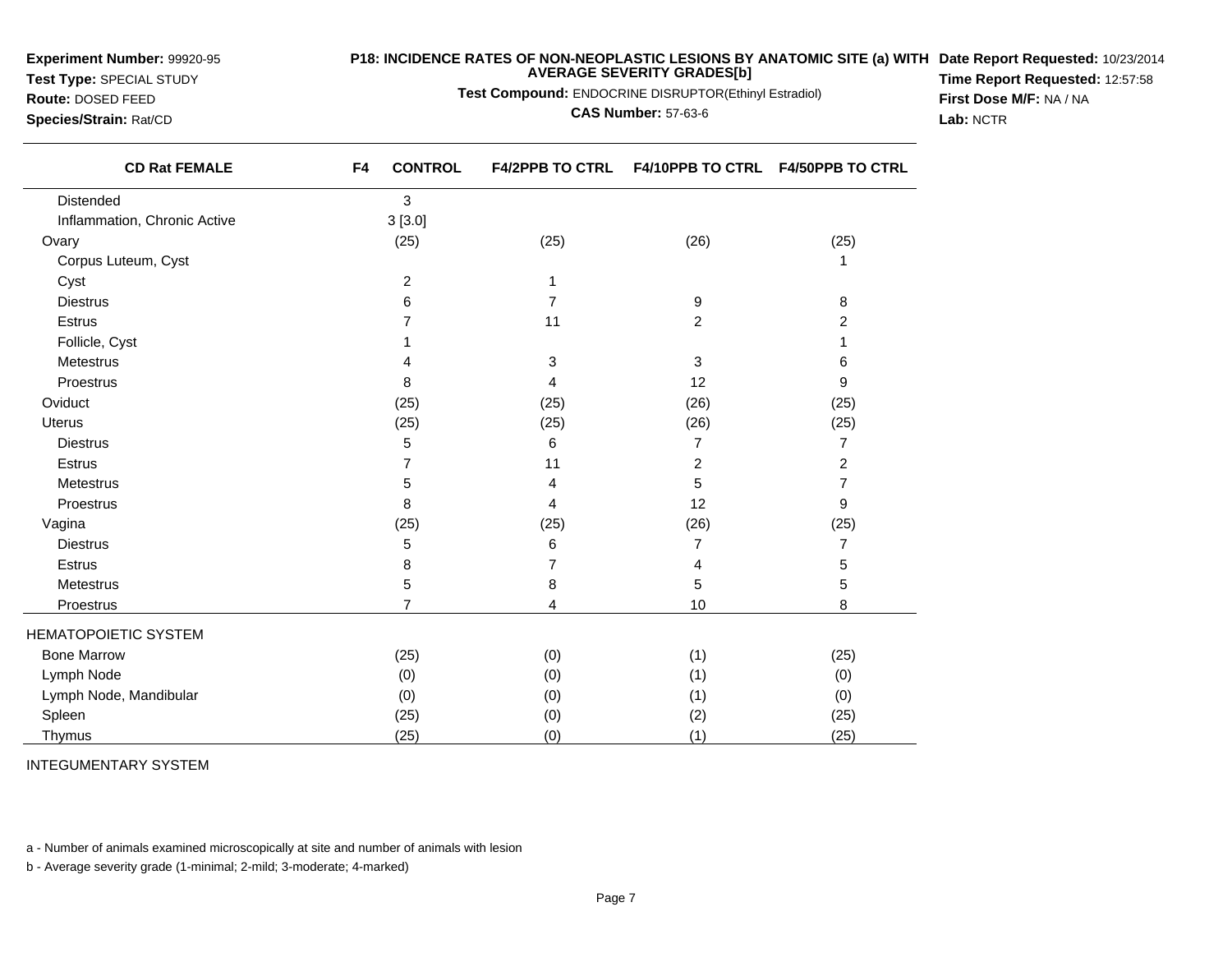**Experiment Number:** 99920-95
**Test Type:** SPECIAL STUDY
**Route:** DOSED FEED
**Species/Strain:** Rat/CD

**P18: INCIDENCE RATES OF NON-NEOPLASTIC LESIONS BY ANATOMIC SITE (a) WITH AVERAGE SEVERITY GRADES[b]**

**Test Compound:** ENDOCRINE DISRUPTOR(Ethinyl Estradiol)
**CAS Number:** 57-63-6

**Date Report Requested:** 10/23/2014
**Time Report Requested:** 12:57:58
**First Dose M/F:** NA / NA
**Lab:** NCTR

| CD Rat FEMALE | F4 CONTROL | F4/2PPB TO CTRL | F4/10PPB TO CTRL | F4/50PPB TO CTRL |
|---|---|---|---|---|
| Distended | 3 | | | |
| Inflammation, Chronic Active | 3 [3.0] | | | |
| Ovary | (25) | (25) | (26) | (25) |
| Corpus Luteum, Cyst | | | | 1 |
| Cyst | 2 | 1 | | |
| Diestrus | 6 | 7 | 9 | 8 |
| Estrus | 7 | 11 | 2 | 2 |
| Follicle, Cyst | 1 | | | 1 |
| Metestrus | 4 | 3 | 3 | 6 |
| Proestrus | 8 | 4 | 12 | 9 |
| Oviduct | (25) | (25) | (26) | (25) |
| Uterus | (25) | (25) | (26) | (25) |
| Diestrus | 5 | 6 | 7 | 7 |
| Estrus | 7 | 11 | 2 | 2 |
| Metestrus | 5 | 4 | 5 | 7 |
| Proestrus | 8 | 4 | 12 | 9 |
| Vagina | (25) | (25) | (26) | (25) |
| Diestrus | 5 | 6 | 7 | 7 |
| Estrus | 8 | 7 | 4 | 5 |
| Metestrus | 5 | 8 | 5 | 5 |
| Proestrus | 7 | 4 | 10 | 8 |
| HEMATOPOIETIC SYSTEM | | | | |
| Bone Marrow | (25) | (0) | (1) | (25) |
| Lymph Node | (0) | (0) | (1) | (0) |
| Lymph Node, Mandibular | (0) | (0) | (1) | (0) |
| Spleen | (25) | (0) | (2) | (25) |
| Thymus | (25) | (0) | (1) | (25) |
| INTEGUMENTARY SYSTEM | | | | |

a - Number of animals examined microscopically at site and number of animals with lesion

b - Average severity grade (1-minimal; 2-mild; 3-moderate; 4-marked)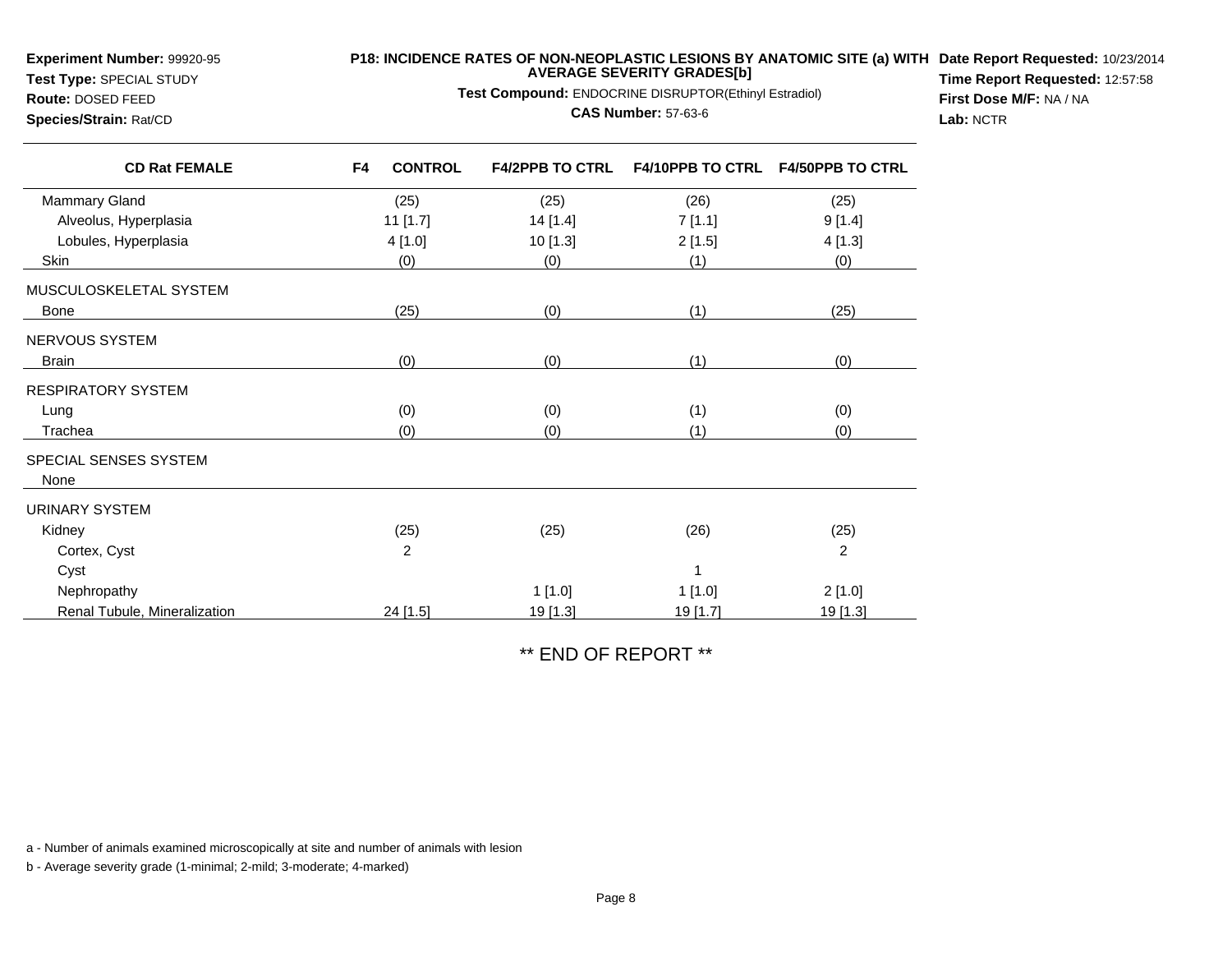**Experiment Number:** 99920-95
**Test Type:** SPECIAL STUDY
**Route:** DOSED FEED
**Species/Strain:** Rat/CD

**P18: INCIDENCE RATES OF NON-NEOPLASTIC LESIONS BY ANATOMIC SITE (a) WITH AVERAGE SEVERITY GRADES[b]**
**Test Compound:** ENDOCRINE DISRUPTOR(Ethinyl Estradiol)
**CAS Number:** 57-63-6

**Date Report Requested:** 10/23/2014
**Time Report Requested:** 12:57:58
**First Dose M/F:** NA / NA
**Lab:** NCTR

| CD Rat FEMALE | F4 CONTROL | F4/2PPB TO CTRL | F4/10PPB TO CTRL | F4/50PPB TO CTRL |
|---|---|---|---|---|
| Mammary Gland | (25) | (25) | (26) | (25) |
| Alveolus, Hyperplasia | 11 [1.7] | 14 [1.4] | 7 [1.1] | 9 [1.4] |
| Lobules, Hyperplasia | 4 [1.0] | 10 [1.3] | 2 [1.5] | 4 [1.3] |
| Skin | (0) | (0) | (1) | (0) |
| MUSCULOSKELETAL SYSTEM | | | | |
| Bone | (25) | (0) | (1) | (25) |
| NERVOUS SYSTEM | | | | |
| Brain | (0) | (0) | (1) | (0) |
| RESPIRATORY SYSTEM | | | | |
| Lung | (0) | (0) | (1) | (0) |
| Trachea | (0) | (0) | (1) | (0) |
| SPECIAL SENSES SYSTEM | | | | |
| None | | | | |
| URINARY SYSTEM | | | | |
| Kidney | (25) | (25) | (26) | (25) |
| Cortex, Cyst | 2 | | | 2 |
| Cyst | | | 1 | |
| Nephropathy | | 1 [1.0] | 1 [1.0] | 2 [1.0] |
| Renal Tubule, Mineralization | 24 [1.5] | 19 [1.3] | 19 [1.7] | 19 [1.3] |

\*\* END OF REPORT \*\*

a - Number of animals examined microscopically at site and number of animals with lesion

b - Average severity grade (1-minimal; 2-mild; 3-moderate; 4-marked)